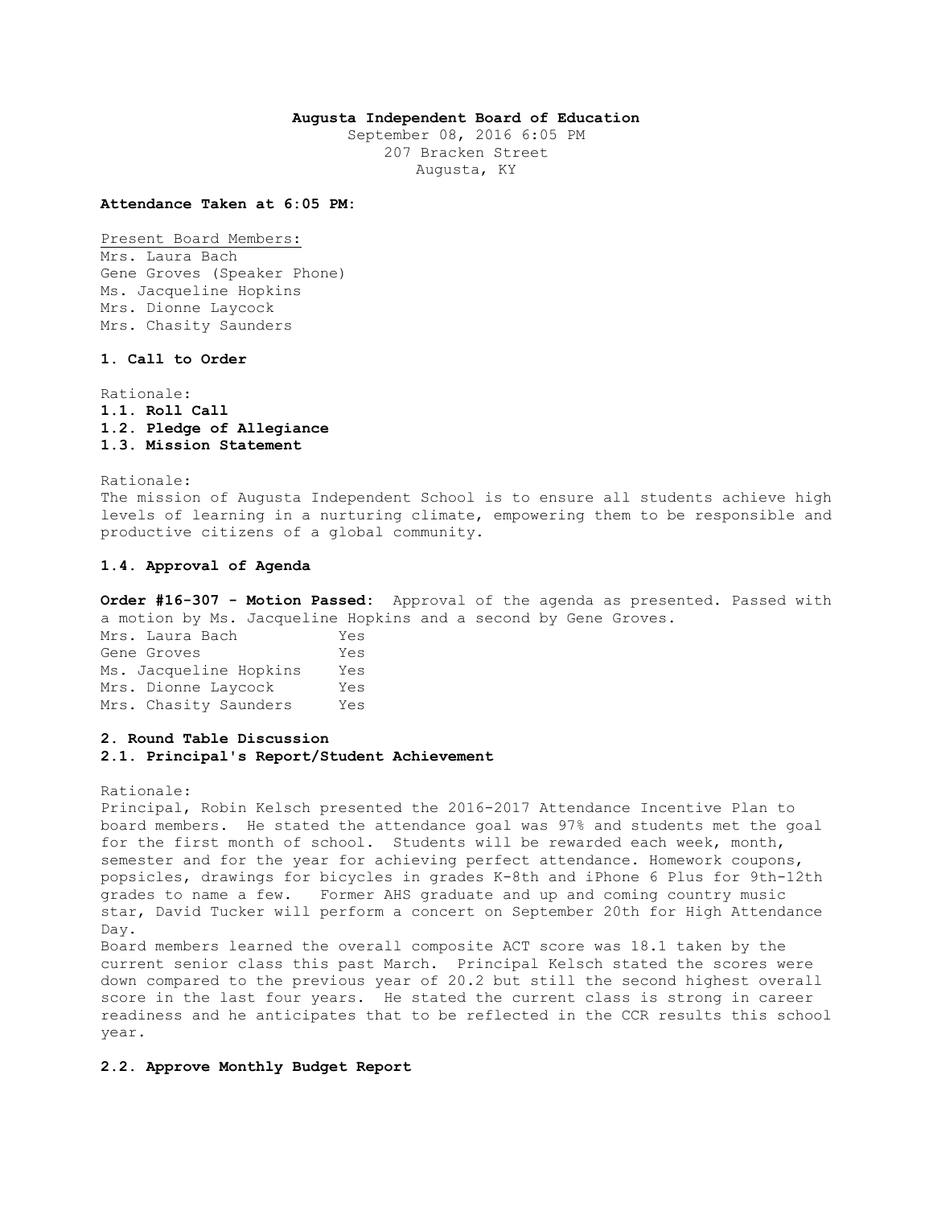**Augusta Independent Board of Education**

September 08, 2016 6:05 PM
207 Bracken Street
Augusta, KY

**Attendance Taken at 6:05 PM:**

Present Board Members:
Mrs. Laura Bach
Gene Groves (Speaker Phone)
Ms. Jacqueline Hopkins
Mrs. Dionne Laycock
Mrs. Chasity Saunders

**1. Call to Order**

Rationale:
**1.1. Roll Call**
**1.2. Pledge of Allegiance**
**1.3. Mission Statement**

Rationale:
The mission of Augusta Independent School is to ensure all students achieve high levels of learning in a nurturing climate, empowering them to be responsible and productive citizens of a global community.

**1.4. Approval of Agenda**

**Order #16-307 - Motion Passed:** Approval of the agenda as presented. Passed with a motion by Ms. Jacqueline Hopkins and a second by Gene Groves.

| | |
|---|---|
| Mrs. Laura Bach | Yes |
| Gene Groves | Yes |
| Ms. Jacqueline Hopkins | Yes |
| Mrs. Dionne Laycock | Yes |
| Mrs. Chasity Saunders | Yes |

**2. Round Table Discussion**
**2.1. Principal's Report/Student Achievement**

Rationale:
Principal, Robin Kelsch presented the 2016-2017 Attendance Incentive Plan to board members. He stated the attendance goal was 97% and students met the goal for the first month of school. Students will be rewarded each week, month, semester and for the year for achieving perfect attendance. Homework coupons, popsicles, drawings for bicycles in grades K-8th and iPhone 6 Plus for 9th-12th grades to name a few. Former AHS graduate and up and coming country music star, David Tucker will perform a concert on September 20th for High Attendance Day.
Board members learned the overall composite ACT score was 18.1 taken by the current senior class this past March. Principal Kelsch stated the scores were down compared to the previous year of 20.2 but still the second highest overall score in the last four years. He stated the current class is strong in career readiness and he anticipates that to be reflected in the CCR results this school year.

**2.2. Approve Monthly Budget Report**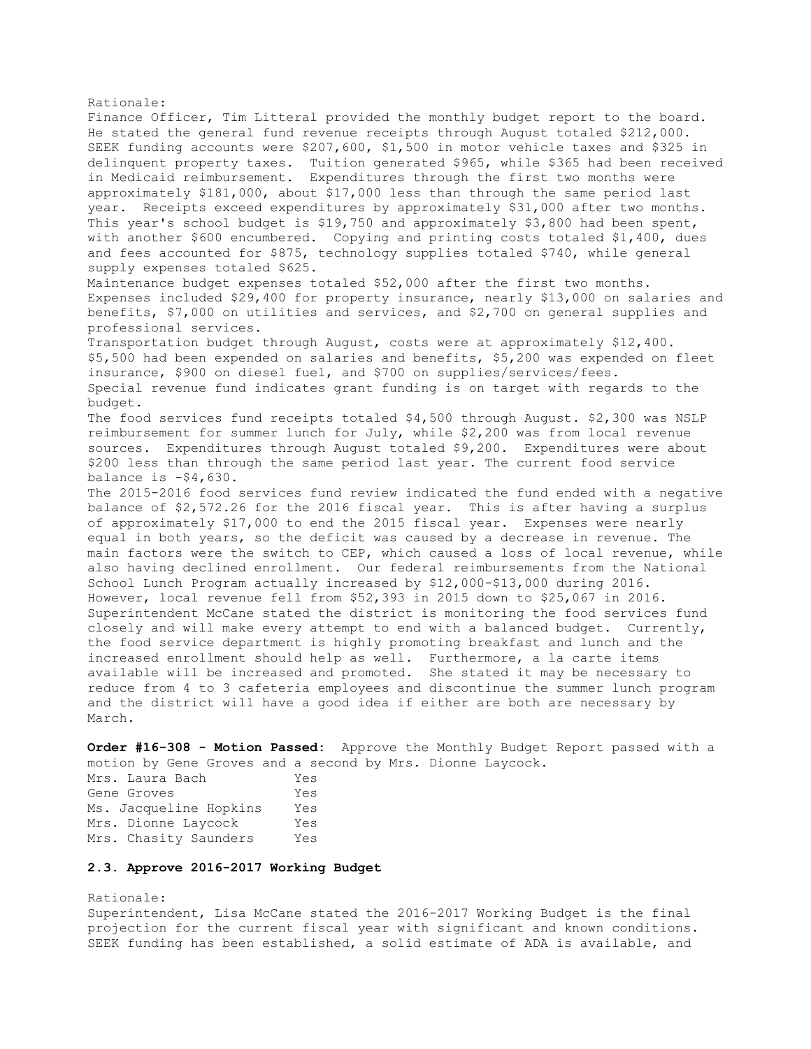Rationale:
Finance Officer, Tim Litteral provided the monthly budget report to the board. He stated the general fund revenue receipts through August totaled $212,000. SEEK funding accounts were $207,600, $1,500 in motor vehicle taxes and $325 in delinquent property taxes. Tuition generated $965, while $365 had been received in Medicaid reimbursement. Expenditures through the first two months were approximately $181,000, about $17,000 less than through the same period last year. Receipts exceed expenditures by approximately $31,000 after two months. This year's school budget is $19,750 and approximately $3,800 had been spent, with another $600 encumbered. Copying and printing costs totaled $1,400, dues and fees accounted for $875, technology supplies totaled $740, while general supply expenses totaled $625.

Maintenance budget expenses totaled $52,000 after the first two months. Expenses included $29,400 for property insurance, nearly $13,000 on salaries and benefits, $7,000 on utilities and services, and $2,700 on general supplies and professional services.

Transportation budget through August, costs were at approximately $12,400. $5,500 had been expended on salaries and benefits, $5,200 was expended on fleet insurance, $900 on diesel fuel, and $700 on supplies/services/fees.

Special revenue fund indicates grant funding is on target with regards to the budget.

The food services fund receipts totaled $4,500 through August. $2,300 was NSLP reimbursement for summer lunch for July, while $2,200 was from local revenue sources. Expenditures through August totaled $9,200. Expenditures were about $200 less than through the same period last year. The current food service balance is -$4,630.

The 2015-2016 food services fund review indicated the fund ended with a negative balance of $2,572.26 for the 2016 fiscal year. This is after having a surplus of approximately $17,000 to end the 2015 fiscal year. Expenses were nearly equal in both years, so the deficit was caused by a decrease in revenue. The main factors were the switch to CEP, which caused a loss of local revenue, while also having declined enrollment. Our federal reimbursements from the National School Lunch Program actually increased by $12,000-$13,000 during 2016. However, local revenue fell from $52,393 in 2015 down to $25,067 in 2016. Superintendent McCane stated the district is monitoring the food services fund closely and will make every attempt to end with a balanced budget. Currently, the food service department is highly promoting breakfast and lunch and the increased enrollment should help as well. Furthermore, a la carte items available will be increased and promoted. She stated it may be necessary to reduce from 4 to 3 cafeteria employees and discontinue the summer lunch program and the district will have a good idea if either are both are necessary by March.

**Order #16-308 - Motion Passed:** Approve the Monthly Budget Report passed with a motion by Gene Groves and a second by Mrs. Dionne Laycock.

| | |
|---|---|
| Mrs. Laura Bach | Yes |
| Gene Groves | Yes |
| Ms. Jacqueline Hopkins | Yes |
| Mrs. Dionne Laycock | Yes |
| Mrs. Chasity Saunders | Yes |

### 2.3. Approve 2016-2017 Working Budget

Rationale:
Superintendent, Lisa McCane stated the 2016-2017 Working Budget is the final projection for the current fiscal year with significant and known conditions. SEEK funding has been established, a solid estimate of ADA is available, and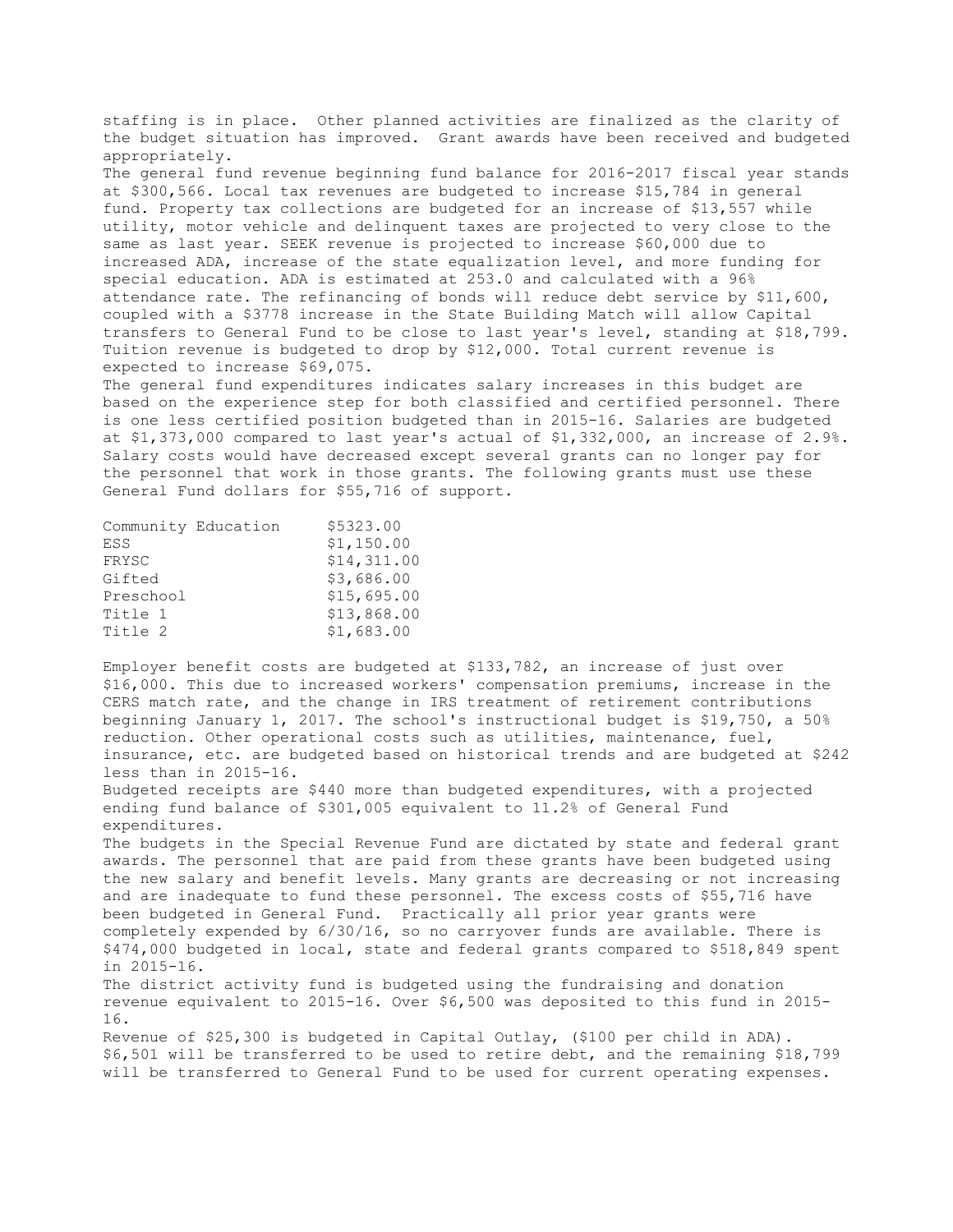staffing is in place. Other planned activities are finalized as the clarity of the budget situation has improved. Grant awards have been received and budgeted appropriately.

The general fund revenue beginning fund balance for 2016-2017 fiscal year stands at $300,566. Local tax revenues are budgeted to increase $15,784 in general fund. Property tax collections are budgeted for an increase of $13,557 while utility, motor vehicle and delinquent taxes are projected to very close to the same as last year. SEEK revenue is projected to increase $60,000 due to increased ADA, increase of the state equalization level, and more funding for special education. ADA is estimated at 253.0 and calculated with a 96% attendance rate. The refinancing of bonds will reduce debt service by $11,600, coupled with a $3778 increase in the State Building Match will allow Capital transfers to General Fund to be close to last year's level, standing at $18,799. Tuition revenue is budgeted to drop by $12,000. Total current revenue is expected to increase $69,075.

The general fund expenditures indicates salary increases in this budget are based on the experience step for both classified and certified personnel. There is one less certified position budgeted than in 2015-16. Salaries are budgeted at $1,373,000 compared to last year's actual of $1,332,000, an increase of 2.9%. Salary costs would have decreased except several grants can no longer pay for the personnel that work in those grants. The following grants must use these General Fund dollars for $55,716 of support.

| | |
|---|---|
| Community Education | $5323.00 |
| ESS | $1,150.00 |
| FRYSC | $14,311.00 |
| Gifted | $3,686.00 |
| Preschool | $15,695.00 |
| Title 1 | $13,868.00 |
| Title 2 | $1,683.00 |

Employer benefit costs are budgeted at $133,782, an increase of just over $16,000. This due to increased workers' compensation premiums, increase in the CERS match rate, and the change in IRS treatment of retirement contributions beginning January 1, 2017. The school's instructional budget is $19,750, a 50% reduction. Other operational costs such as utilities, maintenance, fuel, insurance, etc. are budgeted based on historical trends and are budgeted at $242 less than in 2015-16.

Budgeted receipts are $440 more than budgeted expenditures, with a projected ending fund balance of $301,005 equivalent to 11.2% of General Fund expenditures.

The budgets in the Special Revenue Fund are dictated by state and federal grant awards. The personnel that are paid from these grants have been budgeted using the new salary and benefit levels. Many grants are decreasing or not increasing and are inadequate to fund these personnel. The excess costs of $55,716 have been budgeted in General Fund. Practically all prior year grants were completely expended by 6/30/16, so no carryover funds are available. There is $474,000 budgeted in local, state and federal grants compared to $518,849 spent in 2015-16.

The district activity fund is budgeted using the fundraising and donation revenue equivalent to 2015-16. Over $6,500 was deposited to this fund in 2015-16.

Revenue of $25,300 is budgeted in Capital Outlay, ($100 per child in ADA). $6,501 will be transferred to be used to retire debt, and the remaining $18,799 will be transferred to General Fund to be used for current operating expenses.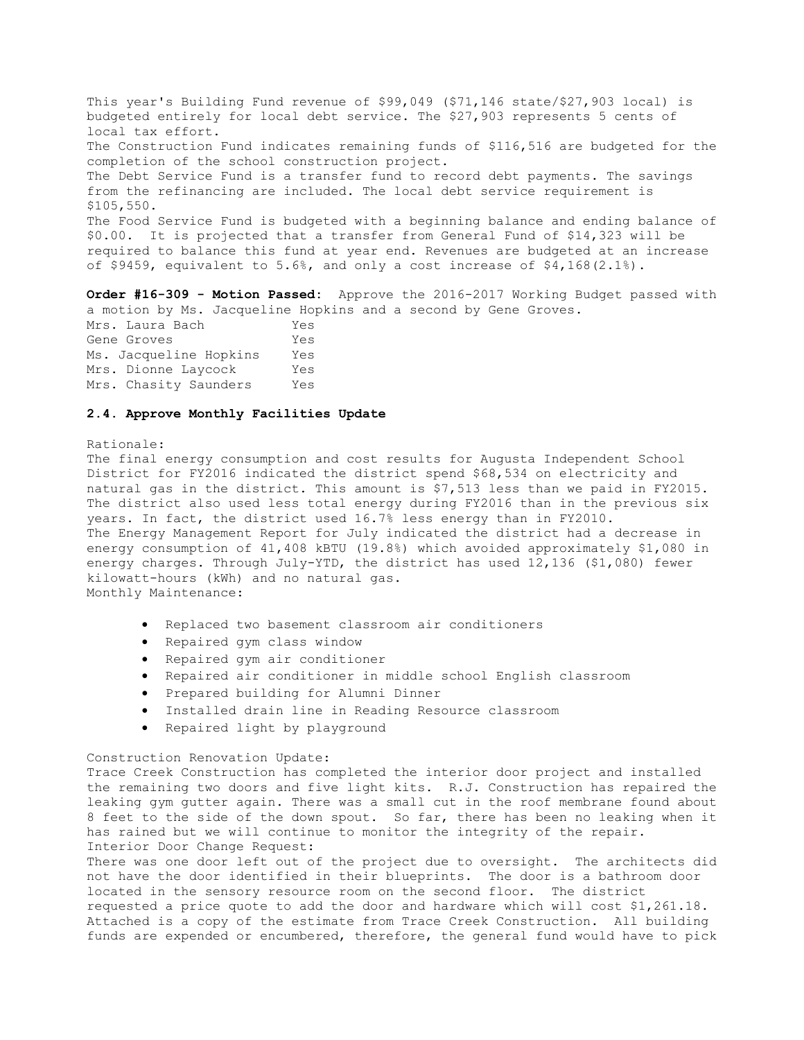This year's Building Fund revenue of $99,049 ($71,146 state/$27,903 local) is budgeted entirely for local debt service. The $27,903 represents 5 cents of local tax effort.
The Construction Fund indicates remaining funds of $116,516 are budgeted for the completion of the school construction project.
The Debt Service Fund is a transfer fund to record debt payments. The savings from the refinancing are included. The local debt service requirement is $105,550.
The Food Service Fund is budgeted with a beginning balance and ending balance of $0.00. It is projected that a transfer from General Fund of $14,323 will be required to balance this fund at year end. Revenues are budgeted at an increase of $9459, equivalent to 5.6%, and only a cost increase of $4,168(2.1%).

**Order #16-309 - Motion Passed:** Approve the 2016-2017 Working Budget passed with a motion by Ms. Jacqueline Hopkins and a second by Gene Groves.

| | |
|---|---|
| Mrs. Laura Bach | Yes |
| Gene Groves | Yes |
| Ms. Jacqueline Hopkins | Yes |
| Mrs. Dionne Laycock | Yes |
| Mrs. Chasity Saunders | Yes |

**2.4. Approve Monthly Facilities Update**

Rationale:
The final energy consumption and cost results for Augusta Independent School District for FY2016 indicated the district spend $68,534 on electricity and natural gas in the district. This amount is $7,513 less than we paid in FY2015. The district also used less total energy during FY2016 than in the previous six years. In fact, the district used 16.7% less energy than in FY2010.
The Energy Management Report for July indicated the district had a decrease in energy consumption of 41,408 kBTU (19.8%) which avoided approximately $1,080 in energy charges. Through July-YTD, the district has used 12,136 ($1,080) fewer kilowatt-hours (kWh) and no natural gas.
Monthly Maintenance:

- Replaced two basement classroom air conditioners
- Repaired gym class window
- Repaired gym air conditioner
- Repaired air conditioner in middle school English classroom
- Prepared building for Alumni Dinner
- Installed drain line in Reading Resource classroom
- Repaired light by playground

Construction Renovation Update:
Trace Creek Construction has completed the interior door project and installed the remaining two doors and five light kits. R.J. Construction has repaired the leaking gym gutter again. There was a small cut in the roof membrane found about 8 feet to the side of the down spout. So far, there has been no leaking when it has rained but we will continue to monitor the integrity of the repair.
Interior Door Change Request:
There was one door left out of the project due to oversight. The architects did not have the door identified in their blueprints. The door is a bathroom door located in the sensory resource room on the second floor. The district requested a price quote to add the door and hardware which will cost $1,261.18. Attached is a copy of the estimate from Trace Creek Construction. All building funds are expended or encumbered, therefore, the general fund would have to pick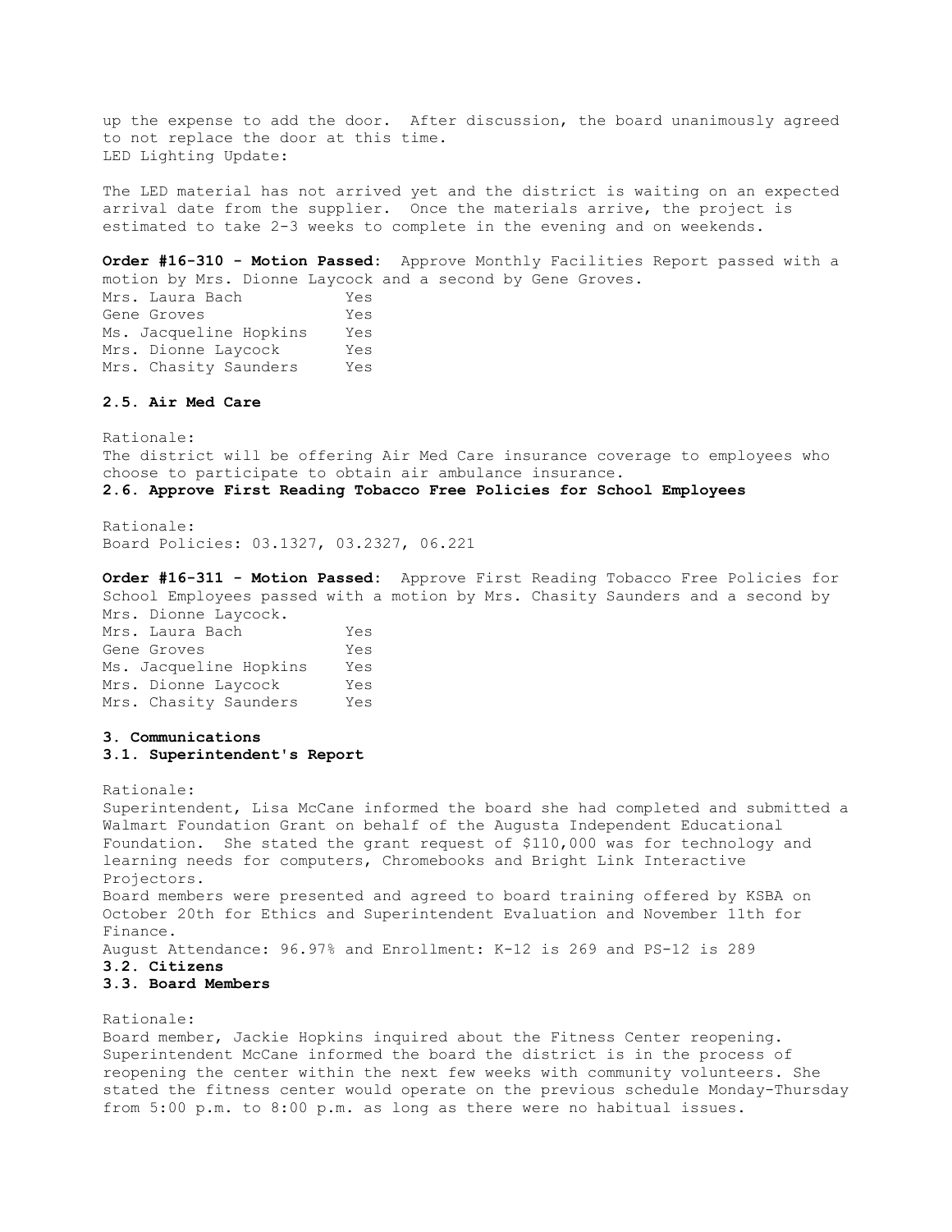up the expense to add the door. After discussion, the board unanimously agreed to not replace the door at this time.
LED Lighting Update:

The LED material has not arrived yet and the district is waiting on an expected arrival date from the supplier. Once the materials arrive, the project is estimated to take 2-3 weeks to complete in the evening and on weekends.

**Order #16-310 - Motion Passed:** Approve Monthly Facilities Report passed with a motion by Mrs. Dionne Laycock and a second by Gene Groves.

| | |
|---|---|
| Mrs. Laura Bach | Yes |
| Gene Groves | Yes |
| Ms. Jacqueline Hopkins | Yes |
| Mrs. Dionne Laycock | Yes |
| Mrs. Chasity Saunders | Yes |

**2.5. Air Med Care**

Rationale:
The district will be offering Air Med Care insurance coverage to employees who choose to participate to obtain air ambulance insurance.

**2.6. Approve First Reading Tobacco Free Policies for School Employees**

Rationale:
Board Policies: 03.1327, 03.2327, 06.221

**Order #16-311 - Motion Passed:** Approve First Reading Tobacco Free Policies for School Employees passed with a motion by Mrs. Chasity Saunders and a second by Mrs. Dionne Laycock.

| | |
|---|---|
| Mrs. Laura Bach | Yes |
| Gene Groves | Yes |
| Ms. Jacqueline Hopkins | Yes |
| Mrs. Dionne Laycock | Yes |
| Mrs. Chasity Saunders | Yes |

**3. Communications**

**3.1. Superintendent's Report**

Rationale:
Superintendent, Lisa McCane informed the board she had completed and submitted a Walmart Foundation Grant on behalf of the Augusta Independent Educational Foundation. She stated the grant request of $110,000 was for technology and learning needs for computers, Chromebooks and Bright Link Interactive Projectors.
Board members were presented and agreed to board training offered by KSBA on October 20th for Ethics and Superintendent Evaluation and November 11th for Finance.
August Attendance: 96.97% and Enrollment: K-12 is 269 and PS-12 is 289

**3.2. Citizens**

**3.3. Board Members**

Rationale:
Board member, Jackie Hopkins inquired about the Fitness Center reopening. Superintendent McCane informed the board the district is in the process of reopening the center within the next few weeks with community volunteers. She stated the fitness center would operate on the previous schedule Monday-Thursday from 5:00 p.m. to 8:00 p.m. as long as there were no habitual issues.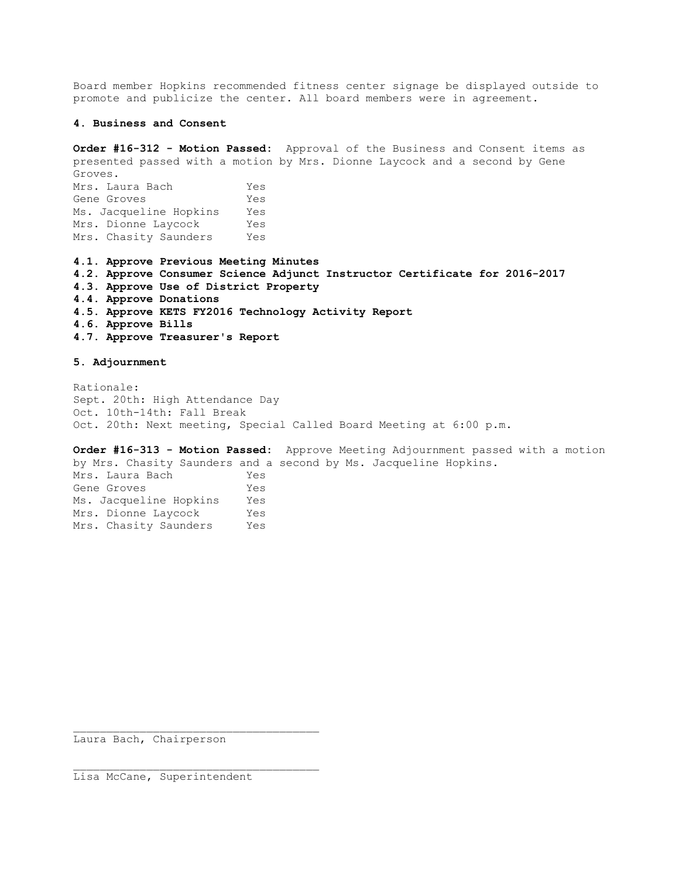Board member Hopkins recommended fitness center signage be displayed outside to promote and publicize the center. All board members were in agreement.

**4. Business and Consent**

**Order #16-312 - Motion Passed:** Approval of the Business and Consent items as presented passed with a motion by Mrs. Dionne Laycock and a second by Gene Groves.

| | |
|---|---|
| Mrs. Laura Bach | Yes |
| Gene Groves | Yes |
| Ms. Jacqueline Hopkins | Yes |
| Mrs. Dionne Laycock | Yes |
| Mrs. Chasity Saunders | Yes |

**4.1. Approve Previous Meeting Minutes**

**4.2. Approve Consumer Science Adjunct Instructor Certificate for 2016-2017**

**4.3. Approve Use of District Property**

**4.4. Approve Donations**

**4.5. Approve KETS FY2016 Technology Activity Report**

**4.6. Approve Bills**

**4.7. Approve Treasurer's Report**

**5. Adjournment**

Rationale:
Sept. 20th: High Attendance Day
Oct. 10th-14th: Fall Break
Oct. 20th: Next meeting, Special Called Board Meeting at 6:00 p.m.

**Order #16-313 - Motion Passed:** Approve Meeting Adjournment passed with a motion by Mrs. Chasity Saunders and a second by Ms. Jacqueline Hopkins.

| | |
|---|---|
| Mrs. Laura Bach | Yes |
| Gene Groves | Yes |
| Ms. Jacqueline Hopkins | Yes |
| Mrs. Dionne Laycock | Yes |
| Mrs. Chasity Saunders | Yes |

_____________________________________
Laura Bach, Chairperson

_____________________________________
Lisa McCane, Superintendent